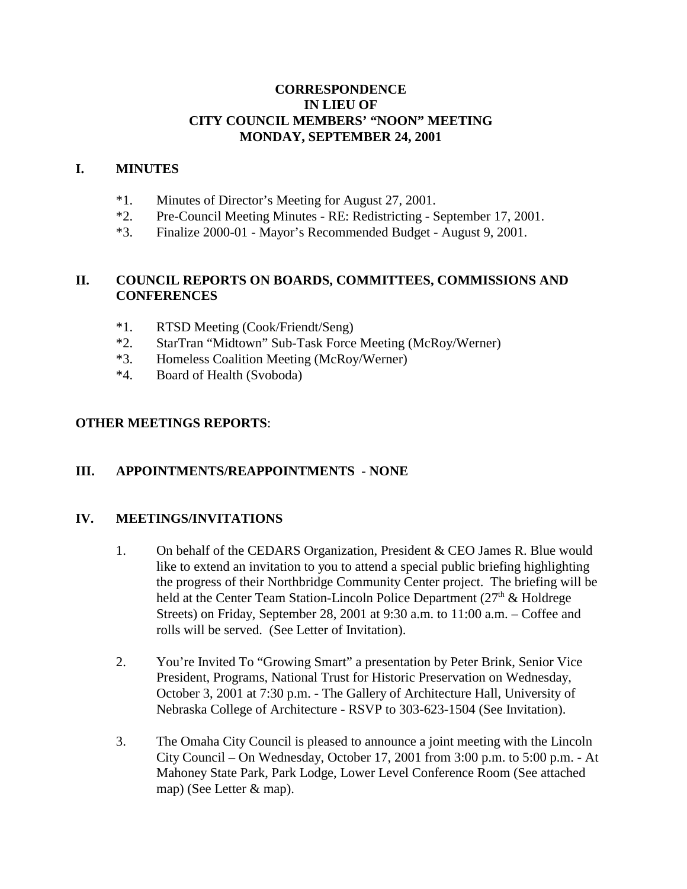# CORRESPONDENCE
# IN LIEU OF
# CITY COUNCIL MEMBERS' "NOON" MEETING
# MONDAY, SEPTEMBER 24, 2001

## I. MINUTES

*1. Minutes of Director's Meeting for August 27, 2001.
*2. Pre-Council Meeting Minutes - RE: Redistricting - September 17, 2001.
*3. Finalize 2000-01 - Mayor's Recommended Budget - August 9, 2001.

## II. COUNCIL REPORTS ON BOARDS, COMMITTEES, COMMISSIONS AND CONFERENCES

*1. RTSD Meeting (Cook/Friendt/Seng)
*2. StarTran "Midtown" Sub-Task Force Meeting (McRoy/Werner)
*3. Homeless Coalition Meeting (McRoy/Werner)
*4. Board of Health (Svoboda)

**OTHER MEETINGS REPORTS**:

## III. APPOINTMENTS/REAPPOINTMENTS - NONE

## IV. MEETINGS/INVITATIONS

1. On behalf of the CEDARS Organization, President & CEO James R. Blue would like to extend an invitation to you to attend a special public briefing highlighting the progress of their Northbridge Community Center project. The briefing will be held at the Center Team Station-Lincoln Police Department (27th & Holdrege Streets) on Friday, September 28, 2001 at 9:30 a.m. to 11:00 a.m. – Coffee and rolls will be served. (See Letter of Invitation).

2. You're Invited To "Growing Smart" a presentation by Peter Brink, Senior Vice President, Programs, National Trust for Historic Preservation on Wednesday, October 3, 2001 at 7:30 p.m. - The Gallery of Architecture Hall, University of Nebraska College of Architecture - RSVP to 303-623-1504 (See Invitation).

3. The Omaha City Council is pleased to announce a joint meeting with the Lincoln City Council – On Wednesday, October 17, 2001 from 3:00 p.m. to 5:00 p.m. - At Mahoney State Park, Park Lodge, Lower Level Conference Room (See attached map) (See Letter & map).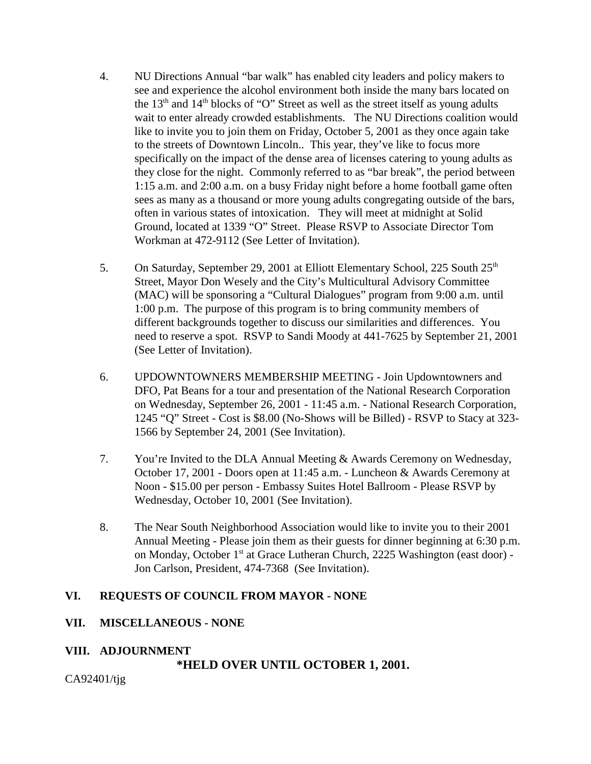4. NU Directions Annual "bar walk" has enabled city leaders and policy makers to see and experience the alcohol environment both inside the many bars located on the 13th and 14th blocks of "O" Street as well as the street itself as young adults wait to enter already crowded establishments. The NU Directions coalition would like to invite you to join them on Friday, October 5, 2001 as they once again take to the streets of Downtown Lincoln.. This year, they've like to focus more specifically on the impact of the dense area of licenses catering to young adults as they close for the night. Commonly referred to as "bar break", the period between 1:15 a.m. and 2:00 a.m. on a busy Friday night before a home football game often sees as many as a thousand or more young adults congregating outside of the bars, often in various states of intoxication. They will meet at midnight at Solid Ground, located at 1339 "O" Street. Please RSVP to Associate Director Tom Workman at 472-9112 (See Letter of Invitation).

5. On Saturday, September 29, 2001 at Elliott Elementary School, 225 South 25th Street, Mayor Don Wesely and the City's Multicultural Advisory Committee (MAC) will be sponsoring a "Cultural Dialogues" program from 9:00 a.m. until 1:00 p.m. The purpose of this program is to bring community members of different backgrounds together to discuss our similarities and differences. You need to reserve a spot. RSVP to Sandi Moody at 441-7625 by September 21, 2001 (See Letter of Invitation).

6. UPDOWNTOWNERS MEMBERSHIP MEETING - Join Updowntowners and DFO, Pat Beans for a tour and presentation of the National Research Corporation on Wednesday, September 26, 2001 - 11:45 a.m. - National Research Corporation, 1245 "Q" Street - Cost is $8.00 (No-Shows will be Billed) - RSVP to Stacy at 323-1566 by September 24, 2001 (See Invitation).

7. You're Invited to the DLA Annual Meeting & Awards Ceremony on Wednesday, October 17, 2001 - Doors open at 11:45 a.m. - Luncheon & Awards Ceremony at Noon - $15.00 per person - Embassy Suites Hotel Ballroom - Please RSVP by Wednesday, October 10, 2001 (See Invitation).

8. The Near South Neighborhood Association would like to invite you to their 2001 Annual Meeting - Please join them as their guests for dinner beginning at 6:30 p.m. on Monday, October 1st at Grace Lutheran Church, 2225 Washington (east door) - Jon Carlson, President, 474-7368 (See Invitation).

**VI. REQUESTS OF COUNCIL FROM MAYOR - NONE**

**VII. MISCELLANEOUS - NONE**

**VIII. ADJOURNMENT**

**\*HELD OVER UNTIL OCTOBER 1, 2001.**

CA92401/tjg